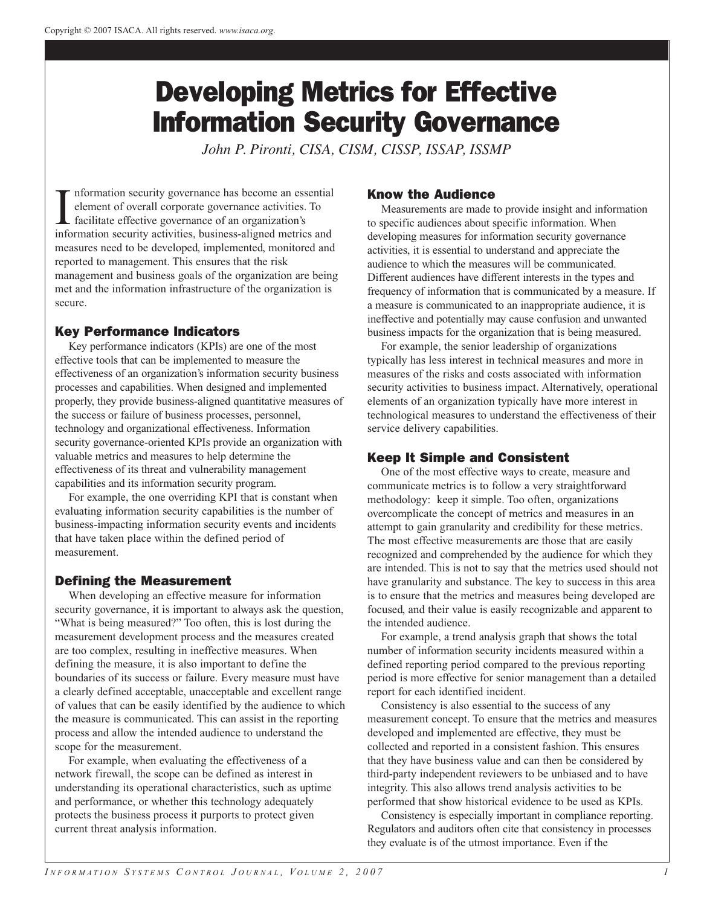# Developing Metrics for Effective Information Security Governance

*John P. Pironti, CISA, CISM, CISSP, ISSAP, ISSMP*

Information security governance has become an essential element of overall corporate governance activities. To facilitate effective governance of an organization's information security activities, business-aligned metrics and measures need to be developed, implemented, monitored and reported to management. This ensures that the risk management and business goals of the organization are being met and the information infrastructure of the organization is secure.

## Key Performance Indicators

Key performance indicators (KPIs) are one of the most effective tools that can be implemented to measure the effectiveness of an organization's information security business processes and capabilities. When designed and implemented properly, they provide business-aligned quantitative measures of the success or failure of business processes, personnel, technology and organizational effectiveness. Information security governance-oriented KPIs provide an organization with valuable metrics and measures to help determine the effectiveness of its threat and vulnerability management capabilities and its information security program.

For example, the one overriding KPI that is constant when evaluating information security capabilities is the number of business-impacting information security events and incidents that have taken place within the defined period of measurement.

## Defining the Measurement

When developing an effective measure for information security governance, it is important to always ask the question, "What is being measured?" Too often, this is lost during the measurement development process and the measures created are too complex, resulting in ineffective measures. When defining the measure, it is also important to define the boundaries of its success or failure. Every measure must have a clearly defined acceptable, unacceptable and excellent range of values that can be easily identified by the audience to which the measure is communicated. This can assist in the reporting process and allow the intended audience to understand the scope for the measurement.

For example, when evaluating the effectiveness of a network firewall, the scope can be defined as interest in understanding its operational characteristics, such as uptime and performance, or whether this technology adequately protects the business process it purports to protect given current threat analysis information.

## Know the Audience

Measurements are made to provide insight and information to specific audiences about specific information. When developing measures for information security governance activities, it is essential to understand and appreciate the audience to which the measures will be communicated. Different audiences have different interests in the types and frequency of information that is communicated by a measure. If a measure is communicated to an inappropriate audience, it is ineffective and potentially may cause confusion and unwanted business impacts for the organization that is being measured.

For example, the senior leadership of organizations typically has less interest in technical measures and more in measures of the risks and costs associated with information security activities to business impact. Alternatively, operational elements of an organization typically have more interest in technological measures to understand the effectiveness of their service delivery capabilities.

## Keep It Simple and Consistent

One of the most effective ways to create, measure and communicate metrics is to follow a very straightforward methodology: keep it simple. Too often, organizations overcomplicate the concept of metrics and measures in an attempt to gain granularity and credibility for these metrics. The most effective measurements are those that are easily recognized and comprehended by the audience for which they are intended. This is not to say that the metrics used should not have granularity and substance. The key to success in this area is to ensure that the metrics and measures being developed are focused, and their value is easily recognizable and apparent to the intended audience.

For example, a trend analysis graph that shows the total number of information security incidents measured within a defined reporting period compared to the previous reporting period is more effective for senior management than a detailed report for each identified incident.

Consistency is also essential to the success of any measurement concept. To ensure that the metrics and measures developed and implemented are effective, they must be collected and reported in a consistent fashion. This ensures that they have business value and can then be considered by third-party independent reviewers to be unbiased and to have integrity. This also allows trend analysis activities to be performed that show historical evidence to be used as KPIs.

Consistency is especially important in compliance reporting. Regulators and auditors often cite that consistency in processes they evaluate is of the utmost importance. Even if the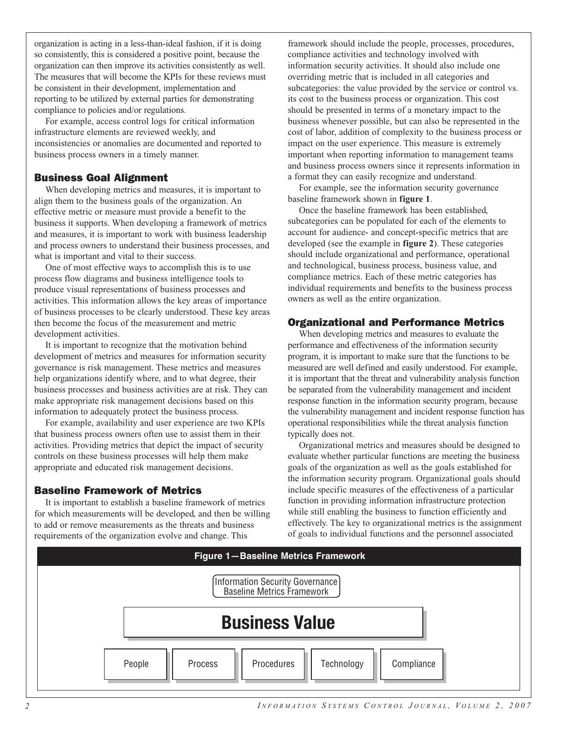organization is acting in a less-than-ideal fashion, if it is doing so consistently, this is considered a positive point, because the organization can then improve its activities consistently as well. The measures that will become the KPIs for these reviews must be consistent in their development, implementation and reporting to be utilized by external parties for demonstrating compliance to policies and/or regulations.

For example, access control logs for critical information infrastructure elements are reviewed weekly, and inconsistencies or anomalies are documented and reported to business process owners in a timely manner.

## Business Goal Alignment

When developing metrics and measures, it is important to align them to the business goals of the organization. An effective metric or measure must provide a benefit to the business it supports. When developing a framework of metrics and measures, it is important to work with business leadership and process owners to understand their business processes, and what is important and vital to their success.

One of most effective ways to accomplish this is to use process flow diagrams and business intelligence tools to produce visual representations of business processes and activities. This information allows the key areas of importance of business processes to be clearly understood. These key areas then become the focus of the measurement and metric development activities.

It is important to recognize that the motivation behind development of metrics and measures for information security governance is risk management. These metrics and measures help organizations identify where, and to what degree, their business processes and business activities are at risk. They can make appropriate risk management decisions based on this information to adequately protect the business process.

For example, availability and user experience are two KPIs that business process owners often use to assist them in their activities. Providing metrics that depict the impact of security controls on these business processes will help them make appropriate and educated risk management decisions.

## Baseline Framework of Metrics

It is important to establish a baseline framework of metrics for which measurements will be developed, and then be willing to add or remove measurements as the threats and business requirements of the organization evolve and change. This framework should include the people, processes, procedures, compliance activities and technology involved with information security activities. It should also include one overriding metric that is included in all categories and subcategories: the value provided by the service or control vs. its cost to the business process or organization. This cost should be presented in terms of a monetary impact to the business whenever possible, but can also be represented in the cost of labor, addition of complexity to the business process or impact on the user experience. This measure is extremely important when reporting information to management teams and business process owners since it represents information in a format they can easily recognize and understand.

For example, see the information security governance baseline framework shown in **figure 1**.

Once the baseline framework has been established, subcategories can be populated for each of the elements to account for audience- and concept-specific metrics that are developed (see the example in **figure 2**). These categories should include organizational and performance, operational and technological, business process, business value, and compliance metrics. Each of these metric categories has individual requirements and benefits to the business process owners as well as the entire organization.

## Organizational and Performance Metrics

When developing metrics and measures to evaluate the performance and effectiveness of the information security program, it is important to make sure that the functions to be measured are well defined and easily understood. For example, it is important that the threat and vulnerability analysis function be separated from the vulnerability management and incident response function in the information security program, because the vulnerability management and incident response function has operational responsibilities while the threat analysis function typically does not.

Organizational metrics and measures should be designed to evaluate whether particular functions are meeting the business goals of the organization as well as the goals established for the information security program. Organizational goals should include specific measures of the effectiveness of a particular function in providing information infrastructure protection while still enabling the business to function efficiently and effectively. The key to organizational metrics is the assignment of goals to individual functions and the personnel associated

**Figure 1—Baseline Metrics Framework**

Information Security Governance Baseline Metrics Framework

**Business Value**

| People | Process | Procedures | Technology | Compliance |
|---|---|---|---|---|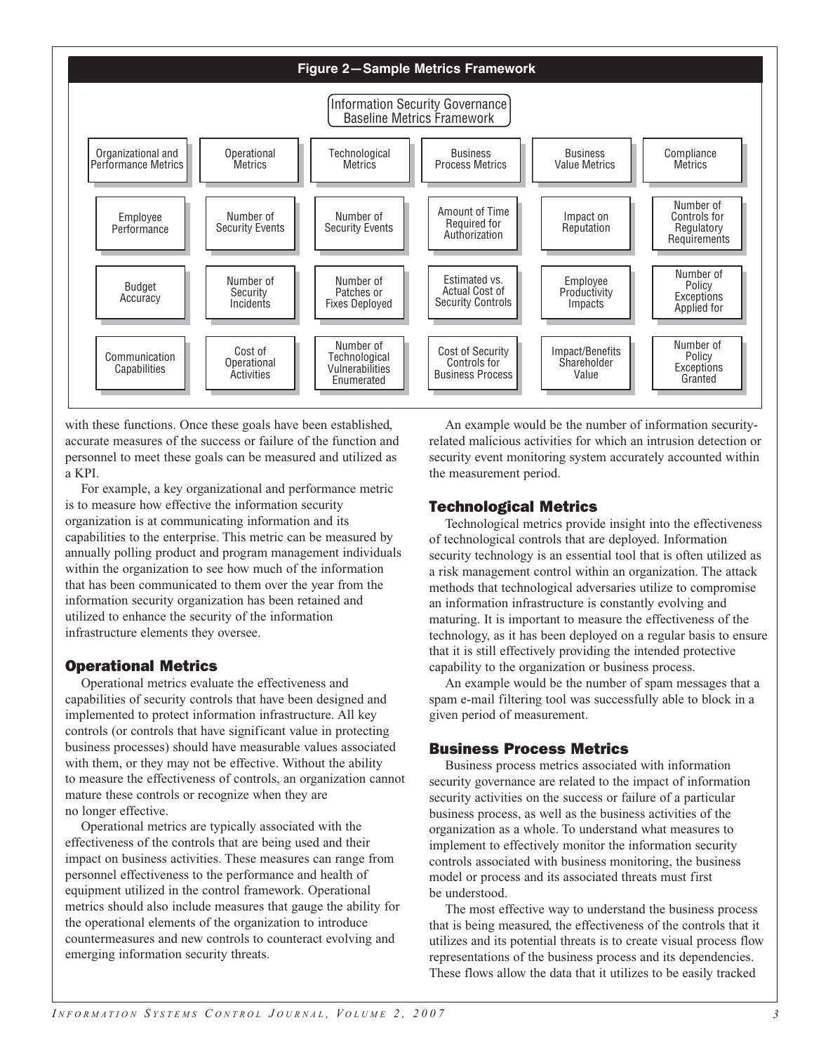**Figure 2—Sample Metrics Framework**

Information Security Governance Baseline Metrics Framework

| Organizational and Performance Metrics | Operational Metrics | Technological Metrics | Business Process Metrics | Business Value Metrics | Compliance Metrics |
|---|---|---|---|---|---|
| Employee Performance | Number of Security Events | Number of Security Events | Amount of Time Required for Authorization | Impact on Reputation | Number of Controls for Regulatory Requirements |
| Budget Accuracy | Number of Security Incidents | Number of Patches or Fixes Deployed | Estimated vs. Actual Cost of Security Controls | Employee Productivity Impacts | Number of Policy Exceptions Applied for |
| Communication Capabilities | Cost of Operational Activities | Number of Technological Vulnerabilities Enumerated | Cost of Security Controls for Business Process | Impact/Benefits Shareholder Value | Number of Policy Exceptions Granted |

with these functions. Once these goals have been established, accurate measures of the success or failure of the function and personnel to meet these goals can be measured and utilized as a KPI.

For example, a key organizational and performance metric is to measure how effective the information security organization is at communicating information and its capabilities to the enterprise. This metric can be measured by annually polling product and program management individuals within the organization to see how much of the information that has been communicated to them over the year from the information security organization has been retained and utilized to enhance the security of the information infrastructure elements they oversee.

## Operational Metrics

Operational metrics evaluate the effectiveness and capabilities of security controls that have been designed and implemented to protect information infrastructure. All key controls (or controls that have significant value in protecting business processes) should have measurable values associated with them, or they may not be effective. Without the ability to measure the effectiveness of controls, an organization cannot mature these controls or recognize when they are no longer effective.

Operational metrics are typically associated with the effectiveness of the controls that are being used and their impact on business activities. These measures can range from personnel effectiveness to the performance and health of equipment utilized in the control framework. Operational metrics should also include measures that gauge the ability for the operational elements of the organization to introduce countermeasures and new controls to counteract evolving and emerging information security threats.

An example would be the number of information security-related malicious activities for which an intrusion detection or security event monitoring system accurately accounted within the measurement period.

## Technological Metrics

Technological metrics provide insight into the effectiveness of technological controls that are deployed. Information security technology is an essential tool that is often utilized as a risk management control within an organization. The attack methods that technological adversaries utilize to compromise an information infrastructure is constantly evolving and maturing. It is important to measure the effectiveness of the technology, as it has been deployed on a regular basis to ensure that it is still effectively providing the intended protective capability to the organization or business process.

An example would be the number of spam messages that a spam e-mail filtering tool was successfully able to block in a given period of measurement.

## Business Process Metrics

Business process metrics associated with information security governance are related to the impact of information security activities on the success or failure of a particular business process, as well as the business activities of the organization as a whole. To understand what measures to implement to effectively monitor the information security controls associated with business monitoring, the business model or process and its associated threats must first be understood.

The most effective way to understand the business process that is being measured, the effectiveness of the controls that it utilizes and its potential threats is to create visual process flow representations of the business process and its dependencies. These flows allow the data that it utilizes to be easily tracked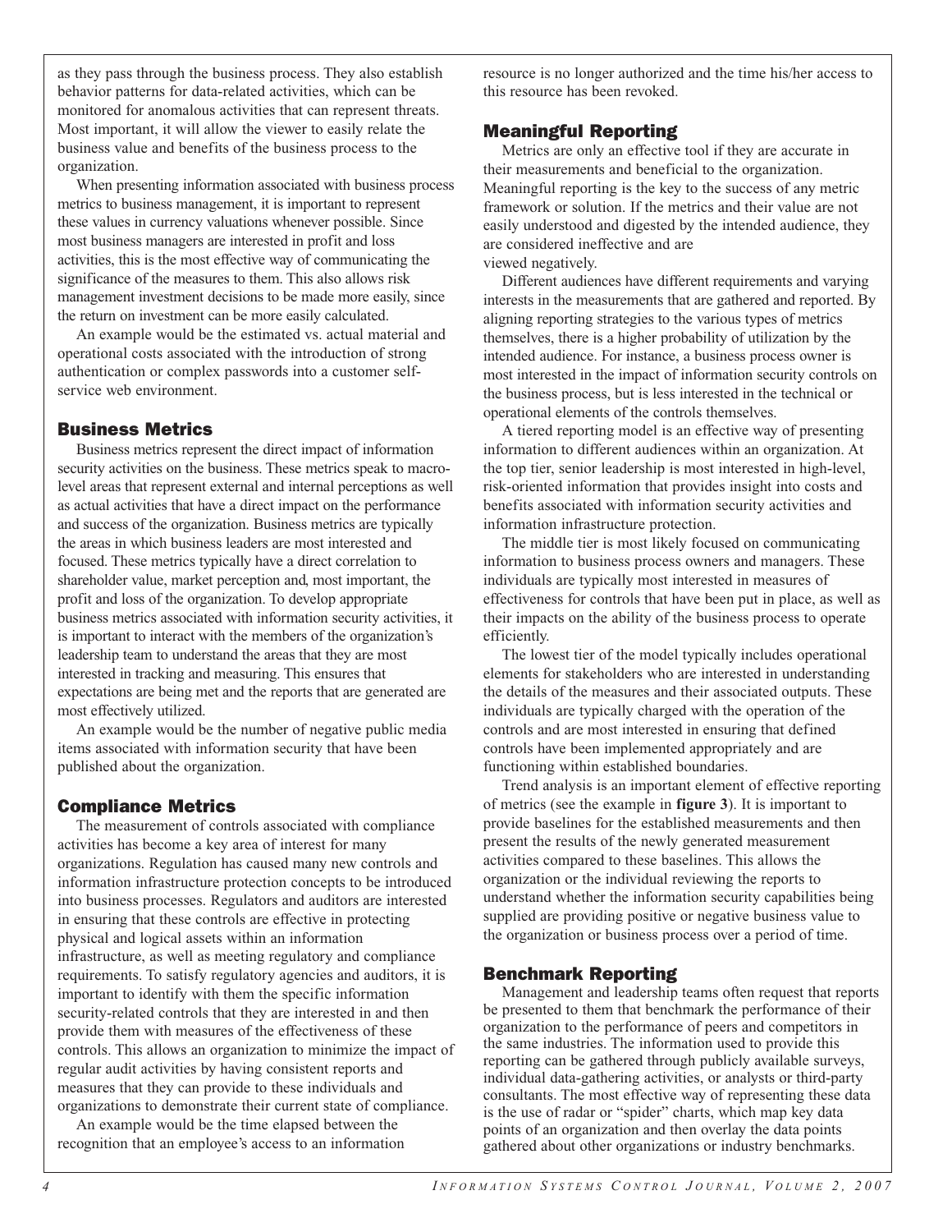as they pass through the business process. They also establish behavior patterns for data-related activities, which can be monitored for anomalous activities that can represent threats. Most important, it will allow the viewer to easily relate the business value and benefits of the business process to the organization.

When presenting information associated with business process metrics to business management, it is important to represent these values in currency valuations whenever possible. Since most business managers are interested in profit and loss activities, this is the most effective way of communicating the significance of the measures to them. This also allows risk management investment decisions to be made more easily, since the return on investment can be more easily calculated.

An example would be the estimated vs. actual material and operational costs associated with the introduction of strong authentication or complex passwords into a customer self-service web environment.

## Business Metrics

Business metrics represent the direct impact of information security activities on the business. These metrics speak to macro-level areas that represent external and internal perceptions as well as actual activities that have a direct impact on the performance and success of the organization. Business metrics are typically the areas in which business leaders are most interested and focused. These metrics typically have a direct correlation to shareholder value, market perception and, most important, the profit and loss of the organization. To develop appropriate business metrics associated with information security activities, it is important to interact with the members of the organization's leadership team to understand the areas that they are most interested in tracking and measuring. This ensures that expectations are being met and the reports that are generated are most effectively utilized.

An example would be the number of negative public media items associated with information security that have been published about the organization.

## Compliance Metrics

The measurement of controls associated with compliance activities has become a key area of interest for many organizations. Regulation has caused many new controls and information infrastructure protection concepts to be introduced into business processes. Regulators and auditors are interested in ensuring that these controls are effective in protecting physical and logical assets within an information infrastructure, as well as meeting regulatory and compliance requirements. To satisfy regulatory agencies and auditors, it is important to identify with them the specific information security-related controls that they are interested in and then provide them with measures of the effectiveness of these controls. This allows an organization to minimize the impact of regular audit activities by having consistent reports and measures that they can provide to these individuals and organizations to demonstrate their current state of compliance.

An example would be the time elapsed between the recognition that an employee's access to an information resource is no longer authorized and the time his/her access to this resource has been revoked.

## Meaningful Reporting

Metrics are only an effective tool if they are accurate in their measurements and beneficial to the organization. Meaningful reporting is the key to the success of any metric framework or solution. If the metrics and their value are not easily understood and digested by the intended audience, they are considered ineffective and are viewed negatively.

Different audiences have different requirements and varying interests in the measurements that are gathered and reported. By aligning reporting strategies to the various types of metrics themselves, there is a higher probability of utilization by the intended audience. For instance, a business process owner is most interested in the impact of information security controls on the business process, but is less interested in the technical or operational elements of the controls themselves.

A tiered reporting model is an effective way of presenting information to different audiences within an organization. At the top tier, senior leadership is most interested in high-level, risk-oriented information that provides insight into costs and benefits associated with information security activities and information infrastructure protection.

The middle tier is most likely focused on communicating information to business process owners and managers. These individuals are typically most interested in measures of effectiveness for controls that have been put in place, as well as their impacts on the ability of the business process to operate efficiently.

The lowest tier of the model typically includes operational elements for stakeholders who are interested in understanding the details of the measures and their associated outputs. These individuals are typically charged with the operation of the controls and are most interested in ensuring that defined controls have been implemented appropriately and are functioning within established boundaries.

Trend analysis is an important element of effective reporting of metrics (see the example in **figure 3**). It is important to provide baselines for the established measurements and then present the results of the newly generated measurement activities compared to these baselines. This allows the organization or the individual reviewing the reports to understand whether the information security capabilities being supplied are providing positive or negative business value to the organization or business process over a period of time.

## Benchmark Reporting

Management and leadership teams often request that reports be presented to them that benchmark the performance of their organization to the performance of peers and competitors in the same industries. The information used to provide this reporting can be gathered through publicly available surveys, individual data-gathering activities, or analysts or third-party consultants. The most effective way of representing these data is the use of radar or "spider" charts, which map key data points of an organization and then overlay the data points gathered about other organizations or industry benchmarks.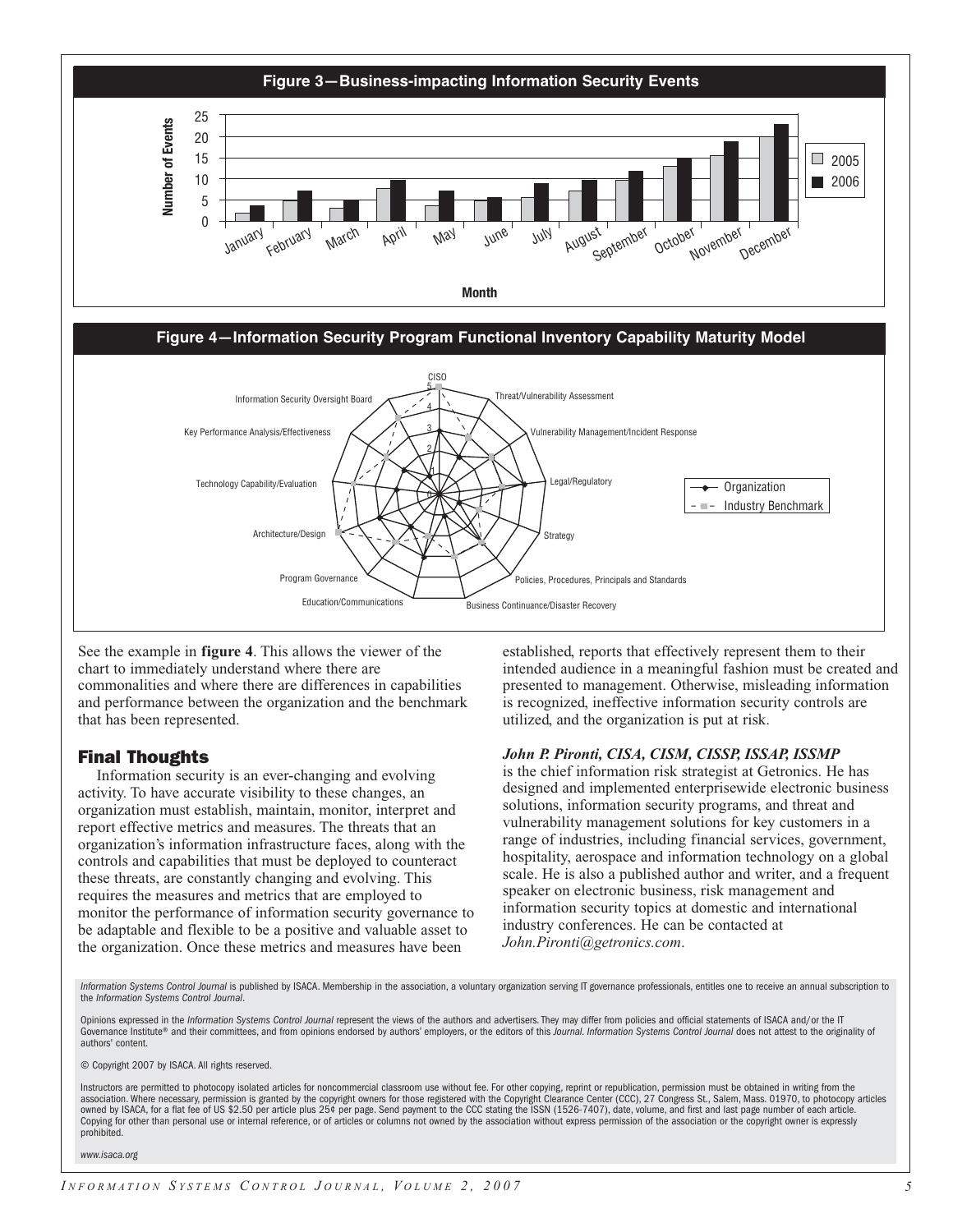**Figure 3—Business-impacting Information Security Events**

Number of Events

25
20
15
10
5
0

January
February
March
April
May
June
July
August
September
October
November
December

Month

2005
2006

**Figure 4—Information Security Program Functional Inventory Capability Maturity Model**

CISO
Threat/Vulnerability Assessment
Vulnerability Management/Incident Response
Legal/Regulatory
Strategy
Policies, Procedures, Principals and Standards
Business Continuance/Disaster Recovery
Education/Communications
Program Governance
Architecture/Design
Technology Capability/Evaluation
Key Performance Analysis/Effectiveness
Information Security Oversight Board

0
1
2
3
4
5

Organization
Industry Benchmark

See the example in **figure 4**. This allows the viewer of the chart to immediately understand where there are commonalities and where there are differences in capabilities and performance between the organization and the benchmark that has been represented.

## Final Thoughts

Information security is an ever-changing and evolving activity. To have accurate visibility to these changes, an organization must establish, maintain, monitor, interpret and report effective metrics and measures. The threats that an organization's information infrastructure faces, along with the controls and capabilities that must be deployed to counteract these threats, are constantly changing and evolving. This requires the measures and metrics that are employed to monitor the performance of information security governance to be adaptable and flexible to be a positive and valuable asset to the organization. Once these metrics and measures have been established, reports that effectively represent them to their intended audience in a meaningful fashion must be created and presented to management. Otherwise, misleading information is recognized, ineffective information security controls are utilized, and the organization is put at risk.

***John P. Pironti, CISA, CISM, CISSP, ISSAP, ISSMP*** is the chief information risk strategist at Getronics. He has designed and implemented enterprisewide electronic business solutions, information security programs, and threat and vulnerability management solutions for key customers in a range of industries, including financial services, government, hospitality, aerospace and information technology on a global scale. He is also a published author and writer, and a frequent speaker on electronic business, risk management and information security topics at domestic and international industry conferences. He can be contacted at *John.Pironti@getronics.com*.

*Information Systems Control Journal* is published by ISACA. Membership in the association, a voluntary organization serving IT governance professionals, entitles one to receive an annual subscription to the *Information Systems Control Journal*.

Opinions expressed in the *Information Systems Control Journal* represent the views of the authors and advertisers. They may differ from policies and official statements of ISACA and/or the IT Governance Institute® and their committees, and from opinions endorsed by authors' employers, or the editors of this *Journal*. *Information Systems Control Journal* does not attest to the originality of authors' content.

© Copyright 2007 by ISACA. All rights reserved.

Instructors are permitted to photocopy isolated articles for noncommercial classroom use without fee. For other copying, reprint or republication, permission must be obtained in writing from the association. Where necessary, permission is granted by the copyright owners for those registered with the Copyright Clearance Center (CCC), 27 Congress St., Salem, Mass. 01970, to photocopy articles owned by ISACA, for a flat fee of US $2.50 per article plus 25¢ per page. Send payment to the CCC stating the ISSN (1526-7407), date, volume, and first and last page number of each article. Copying for other than personal use or internal reference, or of articles or columns not owned by the association without express permission of the association or the copyright owner is expressly prohibited.

*www.isaca.org*